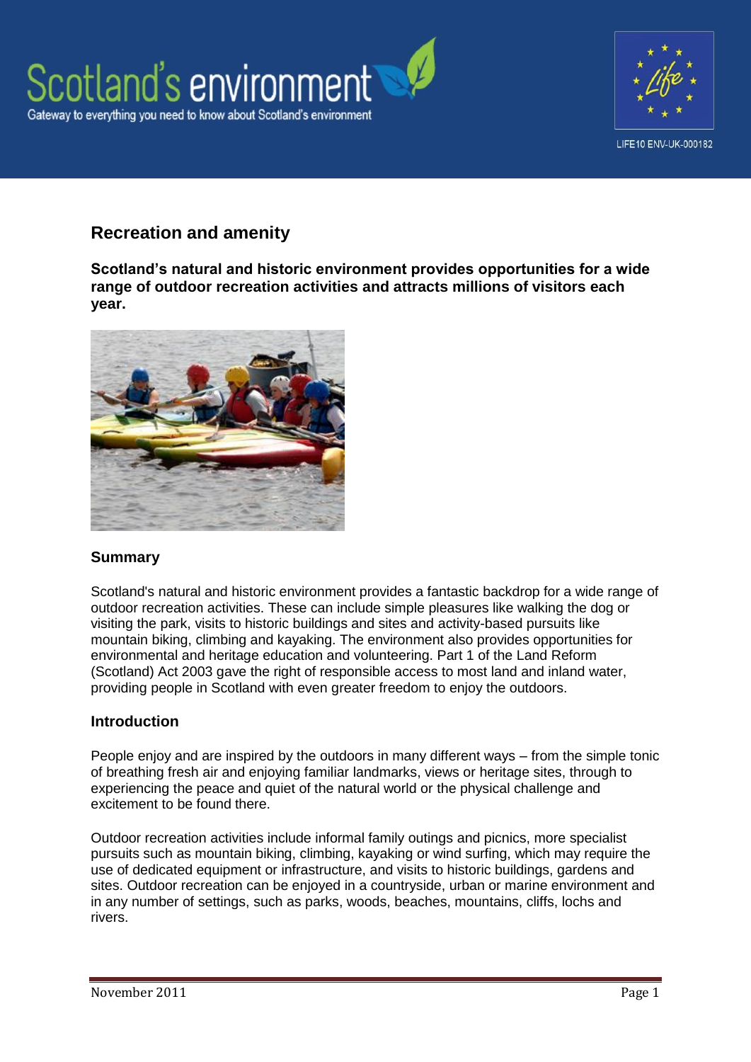# Recreation and amenity

**Scotland's natural and historic environment provides opportunities for a wide range of outdoor recreation activities and attracts millions of visitors each year.**

## Summary

Scotland's natural and historic environment provides a fantastic backdrop for a wide range of outdoor recreation activities. These can include simple pleasures like walking the dog or visiting the park, visits to historic buildings and sites and activity-based pursuits like mountain biking, climbing and kayaking. The environment also provides opportunities for environmental and heritage education and volunteering. Part 1 of the Land Reform (Scotland) Act 2003 gave the right of responsible access to most land and inland water, providing people in Scotland with even greater freedom to enjoy the outdoors.

## Introduction

People enjoy and are inspired by the outdoors in many different ways – from the simple tonic of breathing fresh air and enjoying familiar landmarks, views or heritage sites, through to experiencing the peace and quiet of the natural world or the physical challenge and excitement to be found there.

Outdoor recreation activities include informal family outings and picnics, more specialist pursuits such as mountain biking, climbing, kayaking or wind surfing, which may require the use of dedicated equipment or infrastructure, and visits to historic buildings, gardens and sites. Outdoor recreation can be enjoyed in a countryside, urban or marine environment and in any number of settings, such as parks, woods, beaches, mountains, cliffs, lochs and rivers.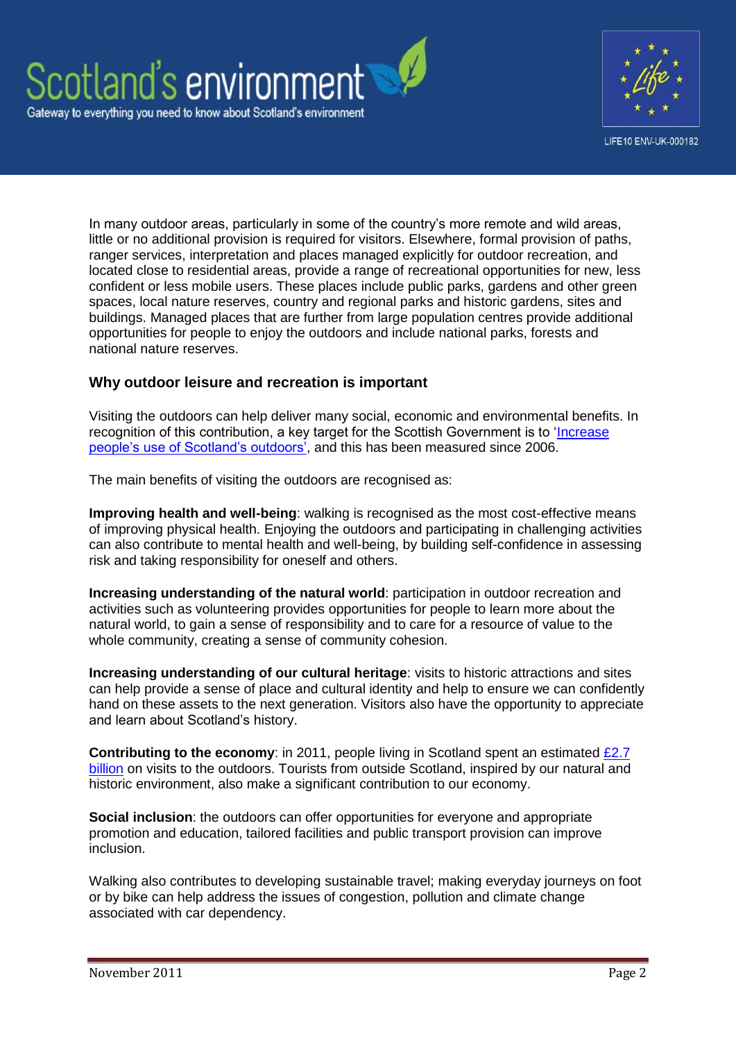In many outdoor areas, particularly in some of the country's more remote and wild areas, little or no additional provision is required for visitors. Elsewhere, formal provision of paths, ranger services, interpretation and places managed explicitly for outdoor recreation, and located close to residential areas, provide a range of recreational opportunities for new, less confident or less mobile users. These places include public parks, gardens and other green spaces, local nature reserves, country and regional parks and historic gardens, sites and buildings. Managed places that are further from large population centres provide additional opportunities for people to enjoy the outdoors and include national parks, forests and national nature reserves.

## Why outdoor leisure and recreation is important

Visiting the outdoors can help deliver many social, economic and environmental benefits. In recognition of this contribution, a key target for the Scottish Government is to 'Increase people's use of Scotland's outdoors', and this has been measured since 2006.

The main benefits of visiting the outdoors are recognised as:

**Improving health and well-being**: walking is recognised as the most cost-effective means of improving physical health. Enjoying the outdoors and participating in challenging activities can also contribute to mental health and well-being, by building self-confidence in assessing risk and taking responsibility for oneself and others.

**Increasing understanding of the natural world**: participation in outdoor recreation and activities such as volunteering provides opportunities for people to learn more about the natural world, to gain a sense of responsibility and to care for a resource of value to the whole community, creating a sense of community cohesion.

**Increasing understanding of our cultural heritage**: visits to historic attractions and sites can help provide a sense of place and cultural identity and help to ensure we can confidently hand on these assets to the next generation. Visitors also have the opportunity to appreciate and learn about Scotland's history.

**Contributing to the economy**: in 2011, people living in Scotland spent an estimated £2.7 billion on visits to the outdoors. Tourists from outside Scotland, inspired by our natural and historic environment, also make a significant contribution to our economy.

**Social inclusion**: the outdoors can offer opportunities for everyone and appropriate promotion and education, tailored facilities and public transport provision can improve inclusion.

Walking also contributes to developing sustainable travel; making everyday journeys on foot or by bike can help address the issues of congestion, pollution and climate change associated with car dependency.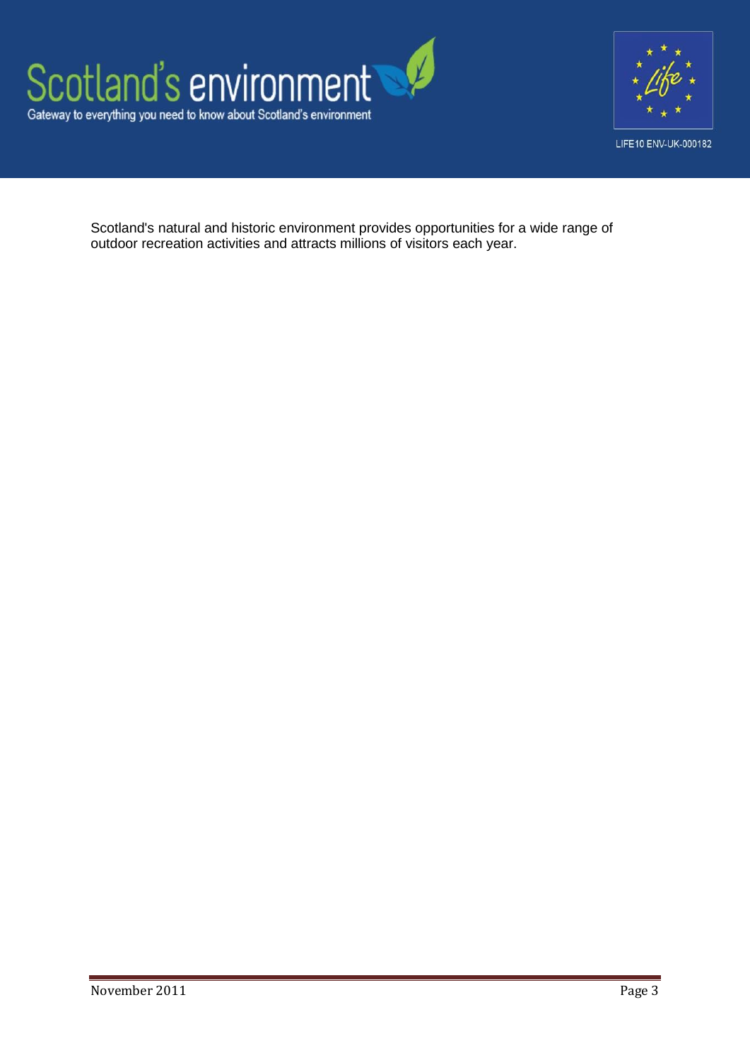Scotland's natural and historic environment provides opportunities for a wide range of outdoor recreation activities and attracts millions of visitors each year.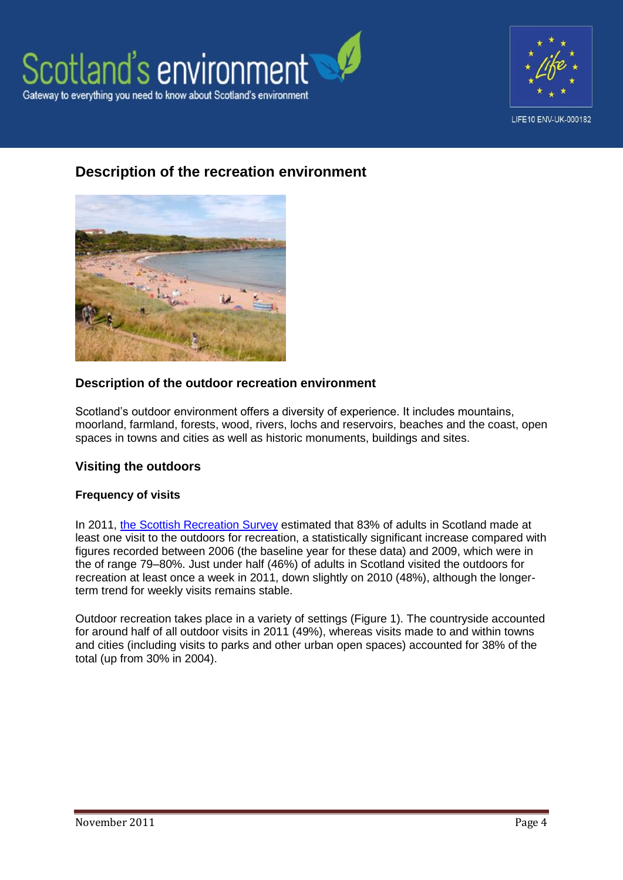## Description of the recreation environment

### Description of the outdoor recreation environment

Scotland's outdoor environment offers a diversity of experience. It includes mountains, moorland, farmland, forests, wood, rivers, lochs and reservoirs, beaches and the coast, open spaces in towns and cities as well as historic monuments, buildings and sites.

### Visiting the outdoors

#### Frequency of visits

In 2011, [the Scottish Recreation Survey](#) estimated that 83% of adults in Scotland made at least one visit to the outdoors for recreation, a statistically significant increase compared with figures recorded between 2006 (the baseline year for these data) and 2009, which were in the of range 79–80%. Just under half (46%) of adults in Scotland visited the outdoors for recreation at least once a week in 2011, down slightly on 2010 (48%), although the longer-term trend for weekly visits remains stable.

Outdoor recreation takes place in a variety of settings (Figure 1). The countryside accounted for around half of all outdoor visits in 2011 (49%), whereas visits made to and within towns and cities (including visits to parks and other urban open spaces) accounted for 38% of the total (up from 30% in 2004).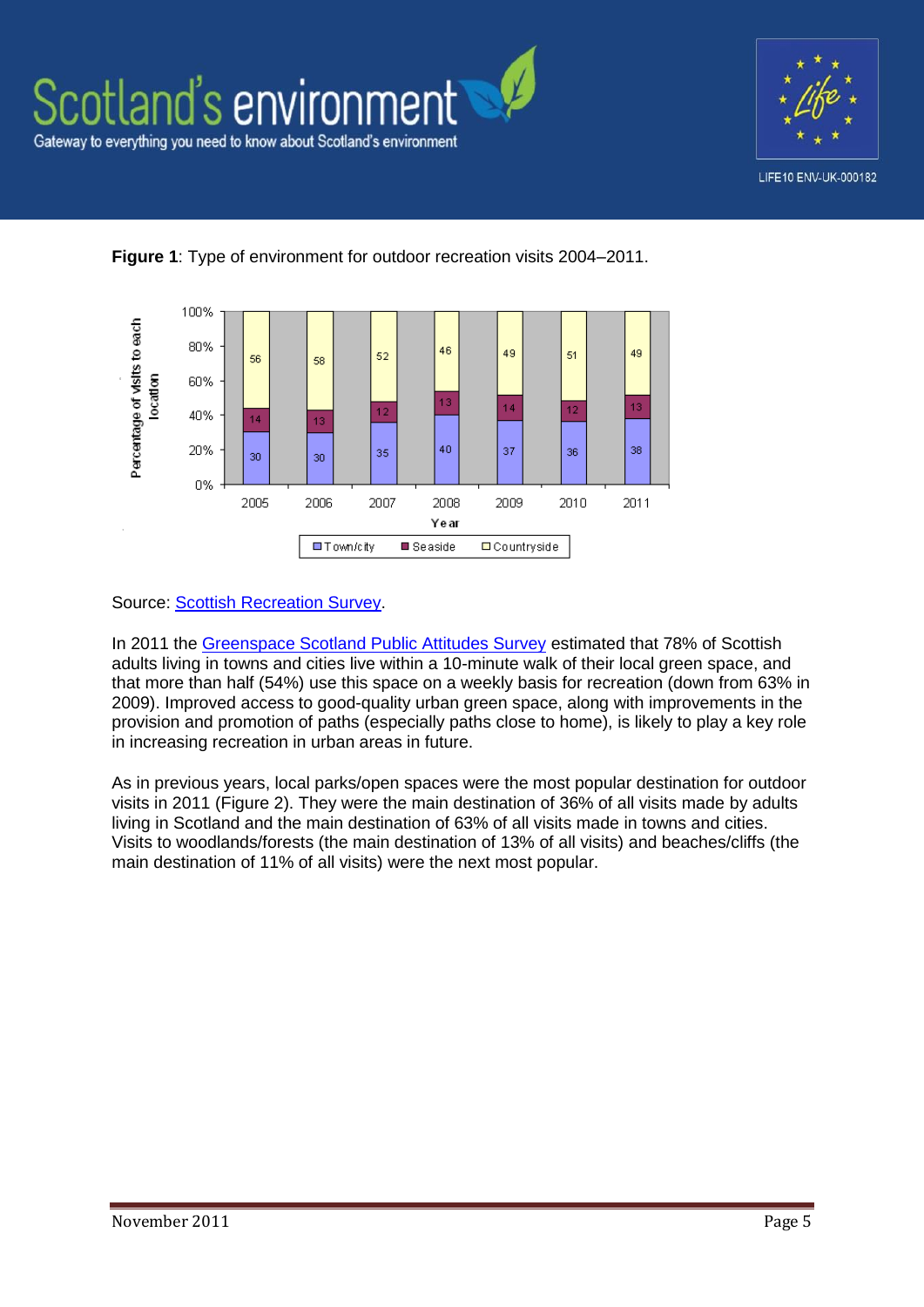**Figure 1**: Type of environment for outdoor recreation visits 2004–2011.

| Year | Town/city | Seaside | Countryside |
|---|---|---|---|
| 2005 | 30 | 14 | 56 |
| 2006 | 30 | 13 | 58 |
| 2007 | 35 | 12 | 52 |
| 2008 | 40 | 13 | 46 |
| 2009 | 37 | 14 | 49 |
| 2010 | 36 | 12 | 51 |
| 2011 | 38 | 13 | 49 |

Source: Scottish Recreation Survey.

In 2011 the Greenspace Scotland Public Attitudes Survey estimated that 78% of Scottish adults living in towns and cities live within a 10-minute walk of their local green space, and that more than half (54%) use this space on a weekly basis for recreation (down from 63% in 2009). Improved access to good-quality urban green space, along with improvements in the provision and promotion of paths (especially paths close to home), is likely to play a key role in increasing recreation in urban areas in future.

As in previous years, local parks/open spaces were the most popular destination for outdoor visits in 2011 (Figure 2). They were the main destination of 36% of all visits made by adults living in Scotland and the main destination of 63% of all visits made in towns and cities. Visits to woodlands/forests (the main destination of 13% of all visits) and beaches/cliffs (the main destination of 11% of all visits) were the next most popular.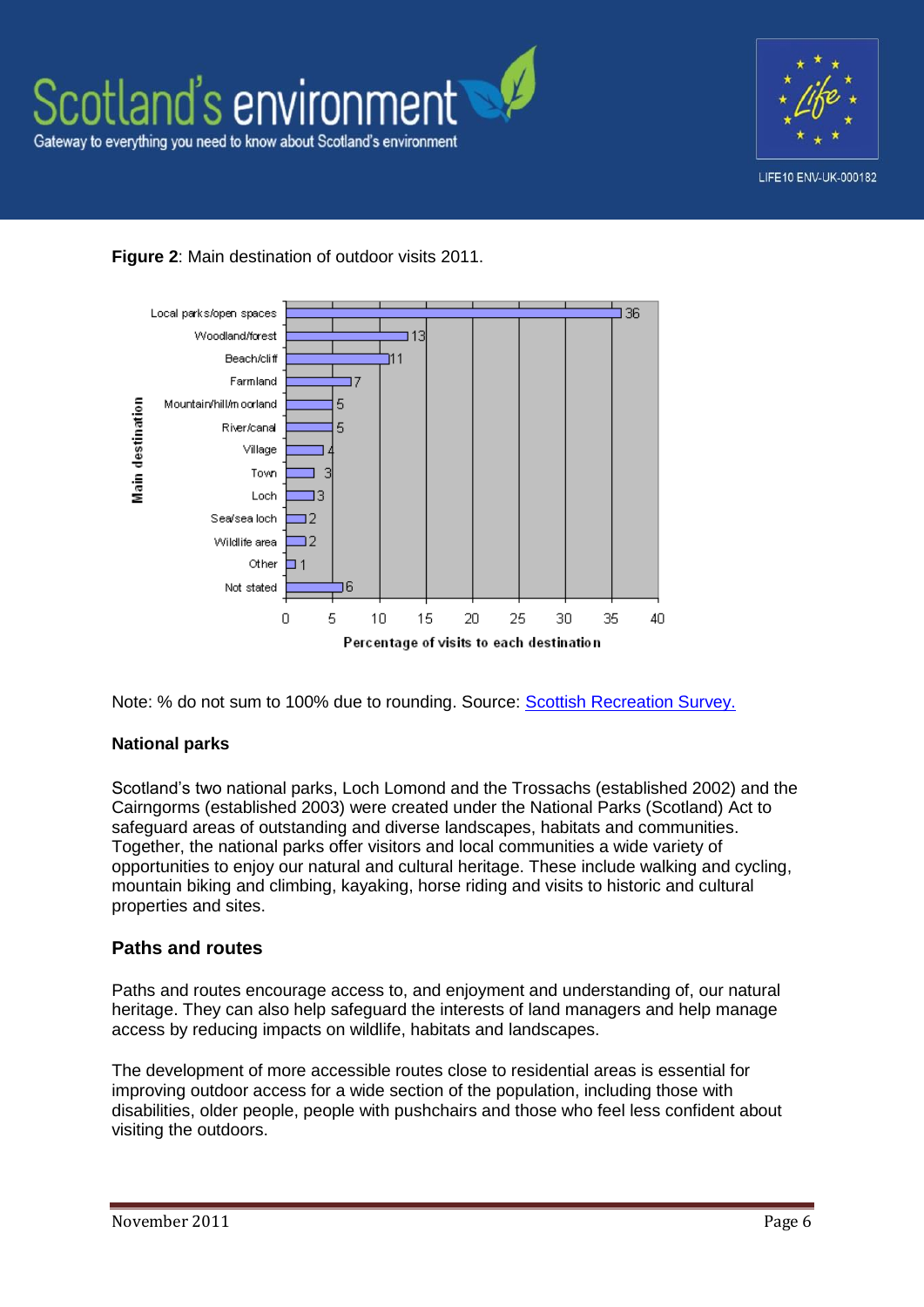**Figure 2**: Main destination of outdoor visits 2011.

| Main destination | Percentage of visits to each destination |
|---|---|
| Local parks/open spaces | 36 |
| Woodland/forest | 13 |
| Beach/cliff | 11 |
| Farmland | 7 |
| Mountain/hill/moorland | 5 |
| River/canal | 5 |
| Village | 4 |
| Town | 3 |
| Loch | 3 |
| Sea/sea loch | 2 |
| Wildlife area | 2 |
| Other | 1 |
| Not stated | 6 |

Note: % do not sum to 100% due to rounding. Source: Scottish Recreation Survey.

### National parks

Scotland's two national parks, Loch Lomond and the Trossachs (established 2002) and the Cairngorms (established 2003) were created under the National Parks (Scotland) Act to safeguard areas of outstanding and diverse landscapes, habitats and communities. Together, the national parks offer visitors and local communities a wide variety of opportunities to enjoy our natural and cultural heritage. These include walking and cycling, mountain biking and climbing, kayaking, horse riding and visits to historic and cultural properties and sites.

### Paths and routes

Paths and routes encourage access to, and enjoyment and understanding of, our natural heritage. They can also help safeguard the interests of land managers and help manage access by reducing impacts on wildlife, habitats and landscapes.

The development of more accessible routes close to residential areas is essential for improving outdoor access for a wide section of the population, including those with disabilities, older people, people with pushchairs and those who feel less confident about visiting the outdoors.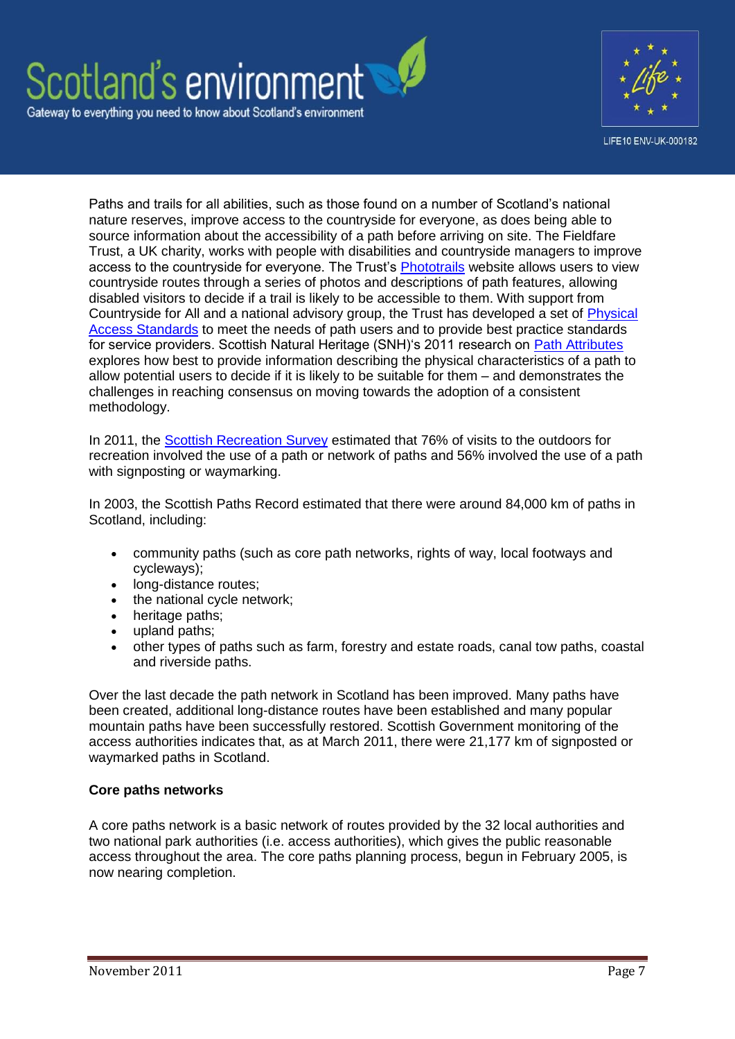Paths and trails for all abilities, such as those found on a number of Scotland's national nature reserves, improve access to the countryside for everyone, as does being able to source information about the accessibility of a path before arriving on site. The Fieldfare Trust, a UK charity, works with people with disabilities and countryside managers to improve access to the countryside for everyone. The Trust's Phototrails website allows users to view countryside routes through a series of photos and descriptions of path features, allowing disabled visitors to decide if a trail is likely to be accessible to them. With support from Countryside for All and a national advisory group, the Trust has developed a set of Physical Access Standards to meet the needs of path users and to provide best practice standards for service providers. Scottish Natural Heritage (SNH)'s 2011 research on Path Attributes explores how best to provide information describing the physical characteristics of a path to allow potential users to decide if it is likely to be suitable for them – and demonstrates the challenges in reaching consensus on moving towards the adoption of a consistent methodology.

In 2011, the Scottish Recreation Survey estimated that 76% of visits to the outdoors for recreation involved the use of a path or network of paths and 56% involved the use of a path with signposting or waymarking.

In 2003, the Scottish Paths Record estimated that there were around 84,000 km of paths in Scotland, including:

- community paths (such as core path networks, rights of way, local footways and cycleways);
- long-distance routes;
- the national cycle network;
- heritage paths;
- upland paths;
- other types of paths such as farm, forestry and estate roads, canal tow paths, coastal and riverside paths.

Over the last decade the path network in Scotland has been improved. Many paths have been created, additional long-distance routes have been established and many popular mountain paths have been successfully restored. Scottish Government monitoring of the access authorities indicates that, as at March 2011, there were 21,177 km of signposted or waymarked paths in Scotland.

**Core paths networks**

A core paths network is a basic network of routes provided by the 32 local authorities and two national park authorities (i.e. access authorities), which gives the public reasonable access throughout the area. The core paths planning process, begun in February 2005, is now nearing completion.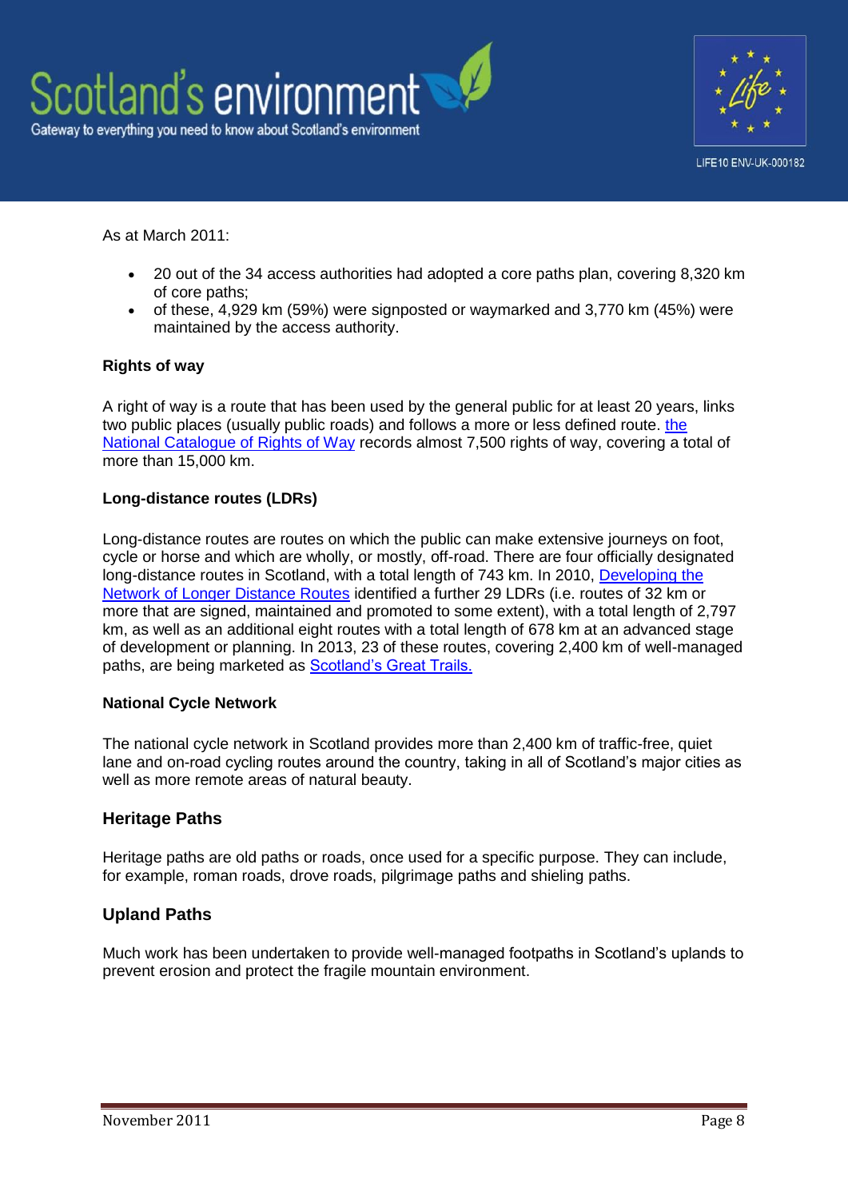As at March 2011:

- 20 out of the 34 access authorities had adopted a core paths plan, covering 8,320 km of core paths;
- of these, 4,929 km (59%) were signposted or waymarked and 3,770 km (45%) were maintained by the access authority.

**Rights of way**

A right of way is a route that has been used by the general public for at least 20 years, links two public places (usually public roads) and follows a more or less defined route. the National Catalogue of Rights of Way records almost 7,500 rights of way, covering a total of more than 15,000 km.

**Long-distance routes (LDRs)**

Long-distance routes are routes on which the public can make extensive journeys on foot, cycle or horse and which are wholly, or mostly, off-road. There are four officially designated long-distance routes in Scotland, with a total length of 743 km. In 2010, Developing the Network of Longer Distance Routes identified a further 29 LDRs (i.e. routes of 32 km or more that are signed, maintained and promoted to some extent), with a total length of 2,797 km, as well as an additional eight routes with a total length of 678 km at an advanced stage of development or planning. In 2013, 23 of these routes, covering 2,400 km of well-managed paths, are being marketed as Scotland's Great Trails.

**National Cycle Network**

The national cycle network in Scotland provides more than 2,400 km of traffic-free, quiet lane and on-road cycling routes around the country, taking in all of Scotland's major cities as well as more remote areas of natural beauty.

## Heritage Paths

Heritage paths are old paths or roads, once used for a specific purpose. They can include, for example, roman roads, drove roads, pilgrimage paths and shieling paths.

## Upland Paths

Much work has been undertaken to provide well-managed footpaths in Scotland's uplands to prevent erosion and protect the fragile mountain environment.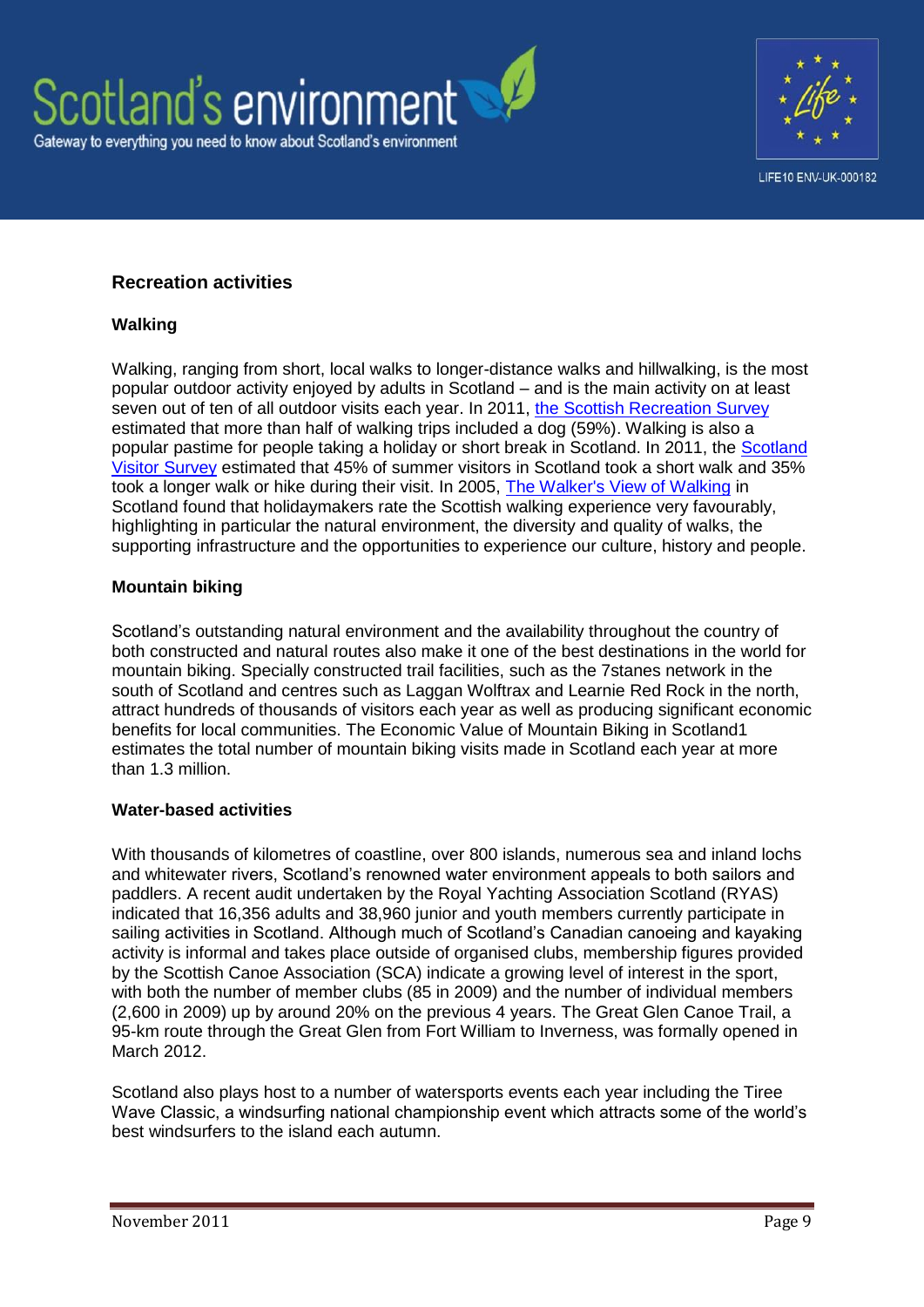## Recreation activities

### Walking

Walking, ranging from short, local walks to longer-distance walks and hillwalking, is the most popular outdoor activity enjoyed by adults in Scotland – and is the main activity on at least seven out of ten of all outdoor visits each year. In 2011, the Scottish Recreation Survey estimated that more than half of walking trips included a dog (59%). Walking is also a popular pastime for people taking a holiday or short break in Scotland. In 2011, the Scotland Visitor Survey estimated that 45% of summer visitors in Scotland took a short walk and 35% took a longer walk or hike during their visit. In 2005, The Walker's View of Walking in Scotland found that holidaymakers rate the Scottish walking experience very favourably, highlighting in particular the natural environment, the diversity and quality of walks, the supporting infrastructure and the opportunities to experience our culture, history and people.

### Mountain biking

Scotland's outstanding natural environment and the availability throughout the country of both constructed and natural routes also make it one of the best destinations in the world for mountain biking. Specially constructed trail facilities, such as the 7stanes network in the south of Scotland and centres such as Laggan Wolftrax and Learnie Red Rock in the north, attract hundreds of thousands of visitors each year as well as producing significant economic benefits for local communities. The Economic Value of Mountain Biking in Scotland1 estimates the total number of mountain biking visits made in Scotland each year at more than 1.3 million.

### Water-based activities

With thousands of kilometres of coastline, over 800 islands, numerous sea and inland lochs and whitewater rivers, Scotland's renowned water environment appeals to both sailors and paddlers. A recent audit undertaken by the Royal Yachting Association Scotland (RYAS) indicated that 16,356 adults and 38,960 junior and youth members currently participate in sailing activities in Scotland. Although much of Scotland's Canadian canoeing and kayaking activity is informal and takes place outside of organised clubs, membership figures provided by the Scottish Canoe Association (SCA) indicate a growing level of interest in the sport, with both the number of member clubs (85 in 2009) and the number of individual members (2,600 in 2009) up by around 20% on the previous 4 years. The Great Glen Canoe Trail, a 95-km route through the Great Glen from Fort William to Inverness, was formally opened in March 2012.

Scotland also plays host to a number of watersports events each year including the Tiree Wave Classic, a windsurfing national championship event which attracts some of the world's best windsurfers to the island each autumn.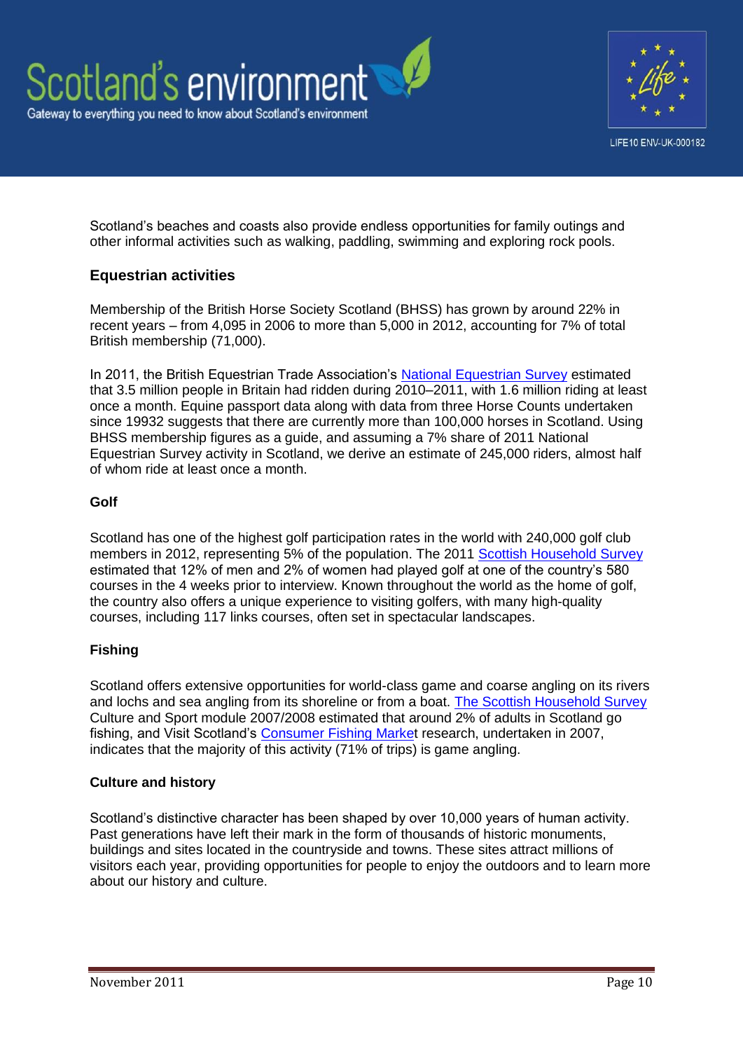Scotland's beaches and coasts also provide endless opportunities for family outings and other informal activities such as walking, paddling, swimming and exploring rock pools.

### Equestrian activities

Membership of the British Horse Society Scotland (BHSS) has grown by around 22% in recent years – from 4,095 in 2006 to more than 5,000 in 2012, accounting for 7% of total British membership (71,000).

In 2011, the British Equestrian Trade Association's National Equestrian Survey estimated that 3.5 million people in Britain had ridden during 2010–2011, with 1.6 million riding at least once a month. Equine passport data along with data from three Horse Counts undertaken since 19932 suggests that there are currently more than 100,000 horses in Scotland. Using BHSS membership figures as a guide, and assuming a 7% share of 2011 National Equestrian Survey activity in Scotland, we derive an estimate of 245,000 riders, almost half of whom ride at least once a month.

#### Golf

Scotland has one of the highest golf participation rates in the world with 240,000 golf club members in 2012, representing 5% of the population. The 2011 Scottish Household Survey estimated that 12% of men and 2% of women had played golf at one of the country's 580 courses in the 4 weeks prior to interview. Known throughout the world as the home of golf, the country also offers a unique experience to visiting golfers, with many high-quality courses, including 117 links courses, often set in spectacular landscapes.

#### Fishing

Scotland offers extensive opportunities for world-class game and coarse angling on its rivers and lochs and sea angling from its shoreline or from a boat. The Scottish Household Survey Culture and Sport module 2007/2008 estimated that around 2% of adults in Scotland go fishing, and Visit Scotland's Consumer Fishing Market research, undertaken in 2007, indicates that the majority of this activity (71% of trips) is game angling.

#### Culture and history

Scotland's distinctive character has been shaped by over 10,000 years of human activity. Past generations have left their mark in the form of thousands of historic monuments, buildings and sites located in the countryside and towns. These sites attract millions of visitors each year, providing opportunities for people to enjoy the outdoors and to learn more about our history and culture.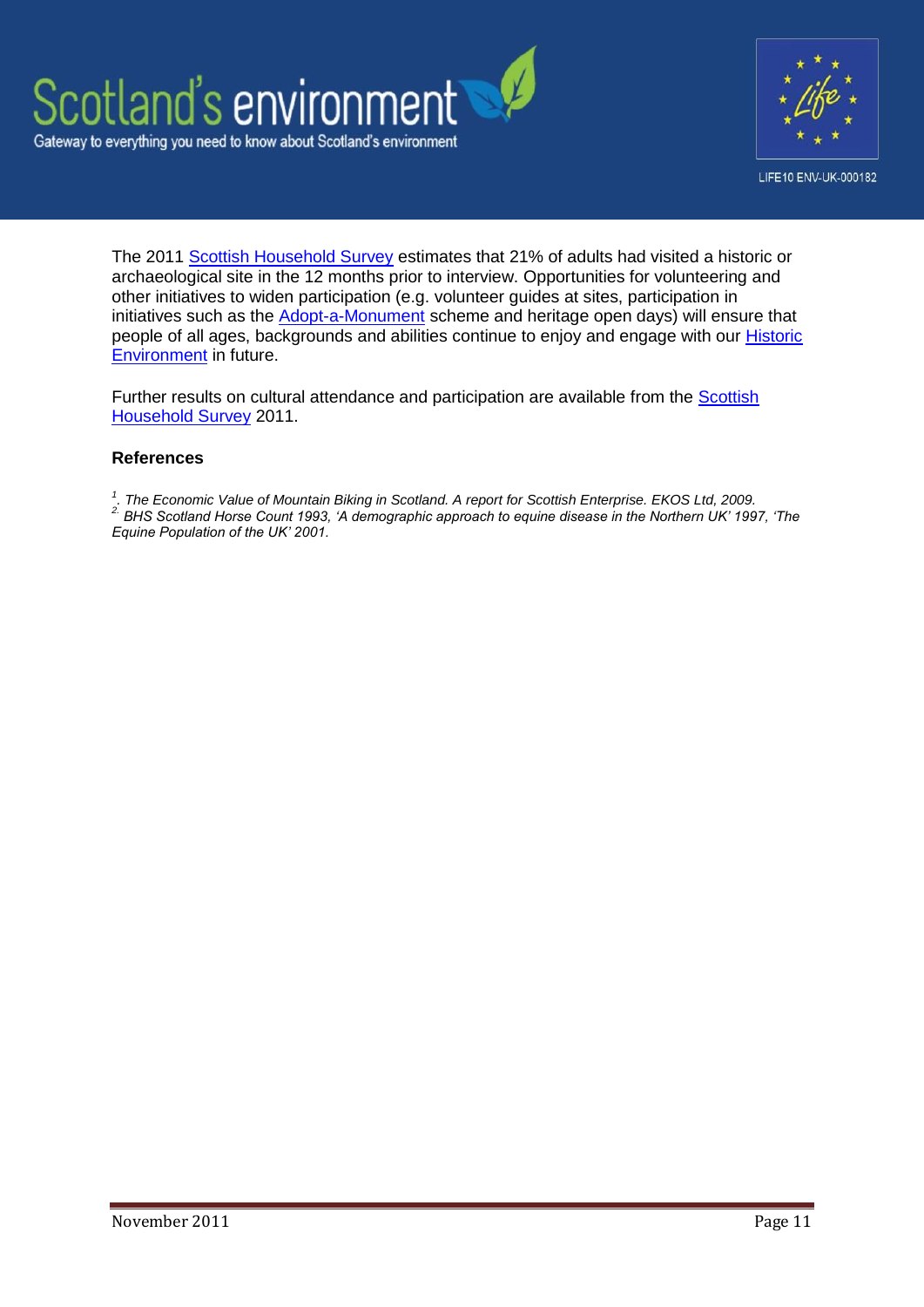The 2011 Scottish Household Survey estimates that 21% of adults had visited a historic or archaeological site in the 12 months prior to interview. Opportunities for volunteering and other initiatives to widen participation (e.g. volunteer guides at sites, participation in initiatives such as the Adopt-a-Monument scheme and heritage open days) will ensure that people of all ages, backgrounds and abilities continue to enjoy and engage with our Historic Environment in future.

Further results on cultural attendance and participation are available from the Scottish Household Survey 2011.

**References**

*[1]. The Economic Value of Mountain Biking in Scotland. A report for Scottish Enterprise. EKOS Ltd, 2009.*
*[2]. BHS Scotland Horse Count 1993, 'A demographic approach to equine disease in the Northern UK' 1997, 'The Equine Population of the UK' 2001.*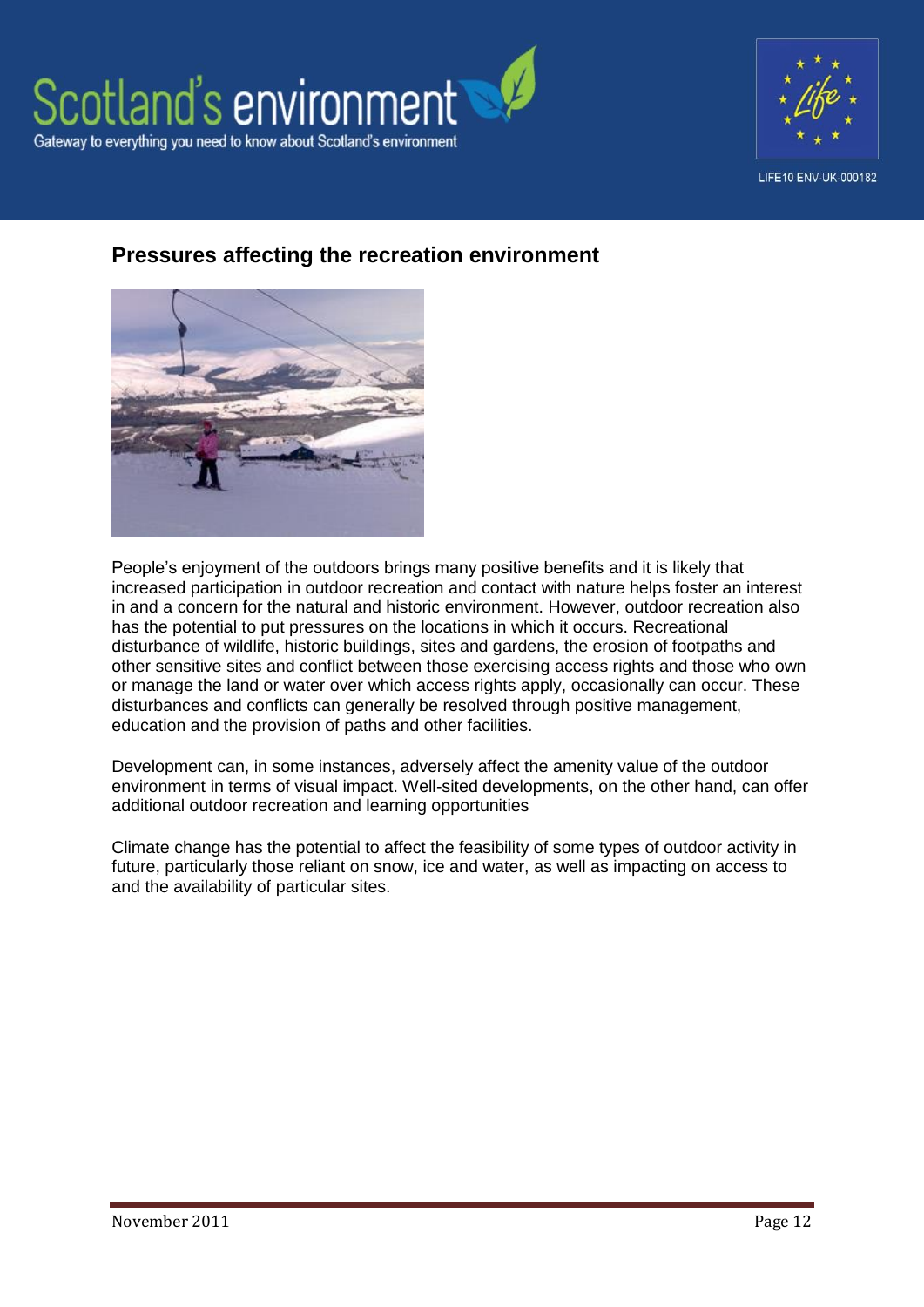## Pressures affecting the recreation environment

People's enjoyment of the outdoors brings many positive benefits and it is likely that increased participation in outdoor recreation and contact with nature helps foster an interest in and a concern for the natural and historic environment. However, outdoor recreation also has the potential to put pressures on the locations in which it occurs. Recreational disturbance of wildlife, historic buildings, sites and gardens, the erosion of footpaths and other sensitive sites and conflict between those exercising access rights and those who own or manage the land or water over which access rights apply, occasionally can occur. These disturbances and conflicts can generally be resolved through positive management, education and the provision of paths and other facilities.

Development can, in some instances, adversely affect the amenity value of the outdoor environment in terms of visual impact. Well-sited developments, on the other hand, can offer additional outdoor recreation and learning opportunities

Climate change has the potential to affect the feasibility of some types of outdoor activity in future, particularly those reliant on snow, ice and water, as well as impacting on access to and the availability of particular sites.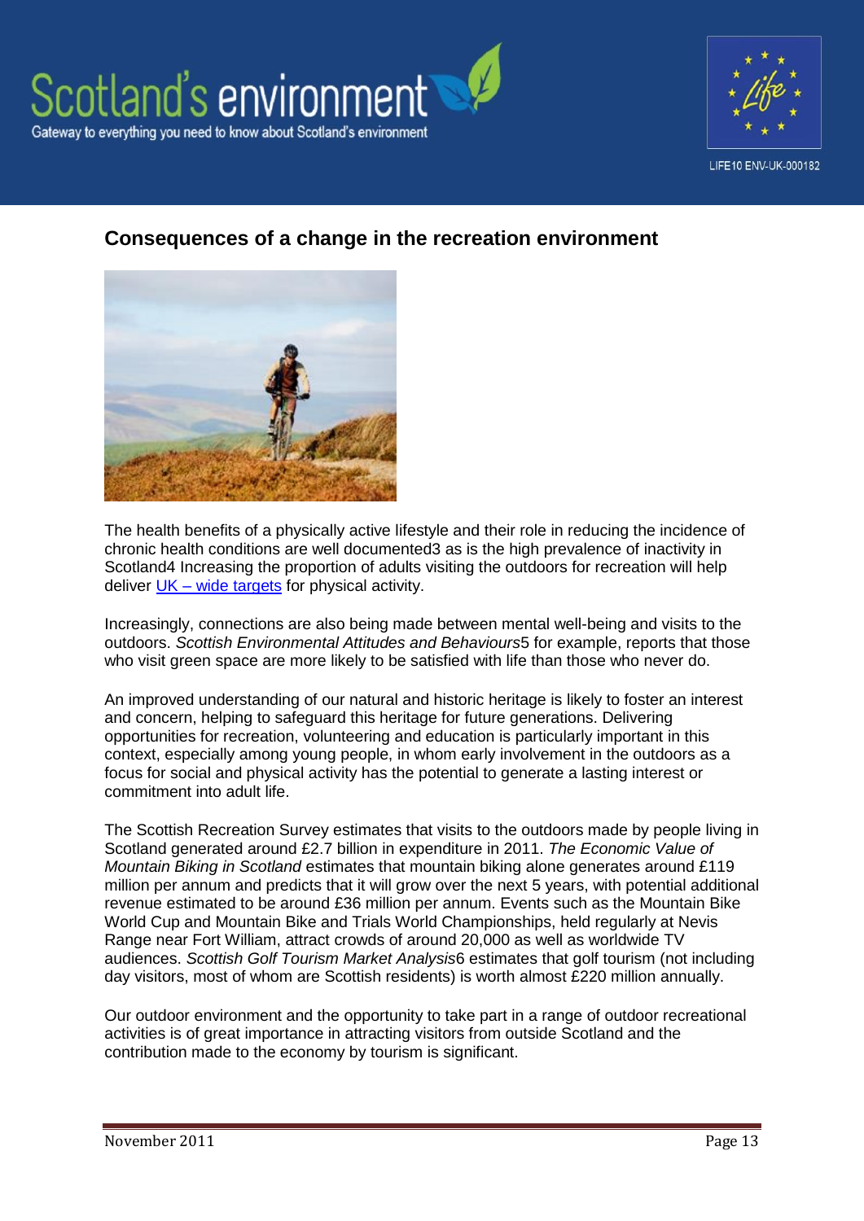## Consequences of a change in the recreation environment

The health benefits of a physically active lifestyle and their role in reducing the incidence of chronic health conditions are well documented3 as is the high prevalence of inactivity in Scotland4 Increasing the proportion of adults visiting the outdoors for recreation will help deliver UK – wide targets for physical activity.

Increasingly, connections are also being made between mental well-being and visits to the outdoors. *Scottish Environmental Attitudes and Behaviours*5 for example, reports that those who visit green space are more likely to be satisfied with life than those who never do.

An improved understanding of our natural and historic heritage is likely to foster an interest and concern, helping to safeguard this heritage for future generations. Delivering opportunities for recreation, volunteering and education is particularly important in this context, especially among young people, in whom early involvement in the outdoors as a focus for social and physical activity has the potential to generate a lasting interest or commitment into adult life.

The Scottish Recreation Survey estimates that visits to the outdoors made by people living in Scotland generated around £2.7 billion in expenditure in 2011. *The Economic Value of Mountain Biking in Scotland* estimates that mountain biking alone generates around £119 million per annum and predicts that it will grow over the next 5 years, with potential additional revenue estimated to be around £36 million per annum. Events such as the Mountain Bike World Cup and Mountain Bike and Trials World Championships, held regularly at Nevis Range near Fort William, attract crowds of around 20,000 as well as worldwide TV audiences. *Scottish Golf Tourism Market Analysis*6 estimates that golf tourism (not including day visitors, most of whom are Scottish residents) is worth almost £220 million annually.

Our outdoor environment and the opportunity to take part in a range of outdoor recreational activities is of great importance in attracting visitors from outside Scotland and the contribution made to the economy by tourism is significant.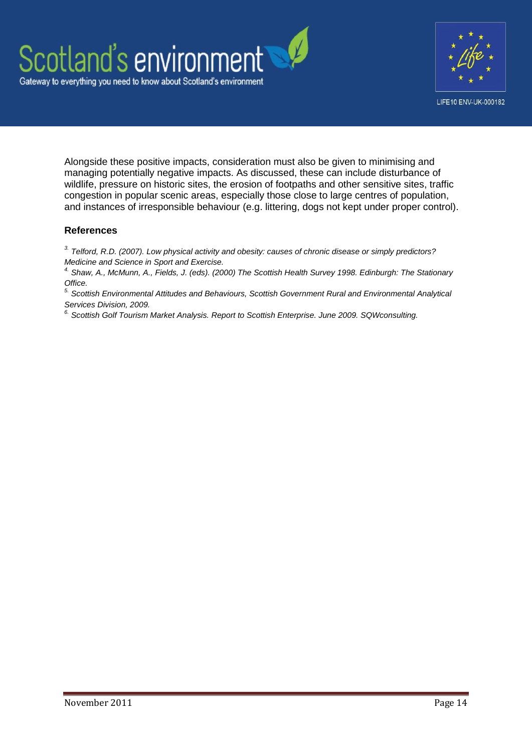Alongside these positive impacts, consideration must also be given to minimising and managing potentially negative impacts. As discussed, these can include disturbance of wildlife, pressure on historic sites, the erosion of footpaths and other sensitive sites, traffic congestion in popular scenic areas, especially those close to large centres of population, and instances of irresponsible behaviour (e.g. littering, dogs not kept under proper control).

## References

[3.] *Telford, R.D. (2007). Low physical activity and obesity: causes of chronic disease or simply predictors? Medicine and Science in Sport and Exercise.*

[4.] *Shaw, A., McMunn, A., Fields, J. (eds). (2000) The Scottish Health Survey 1998. Edinburgh: The Stationary Office.*

[5.] *Scottish Environmental Attitudes and Behaviours, Scottish Government Rural and Environmental Analytical Services Division, 2009.*

[6.] *Scottish Golf Tourism Market Analysis. Report to Scottish Enterprise. June 2009. SQWconsulting.*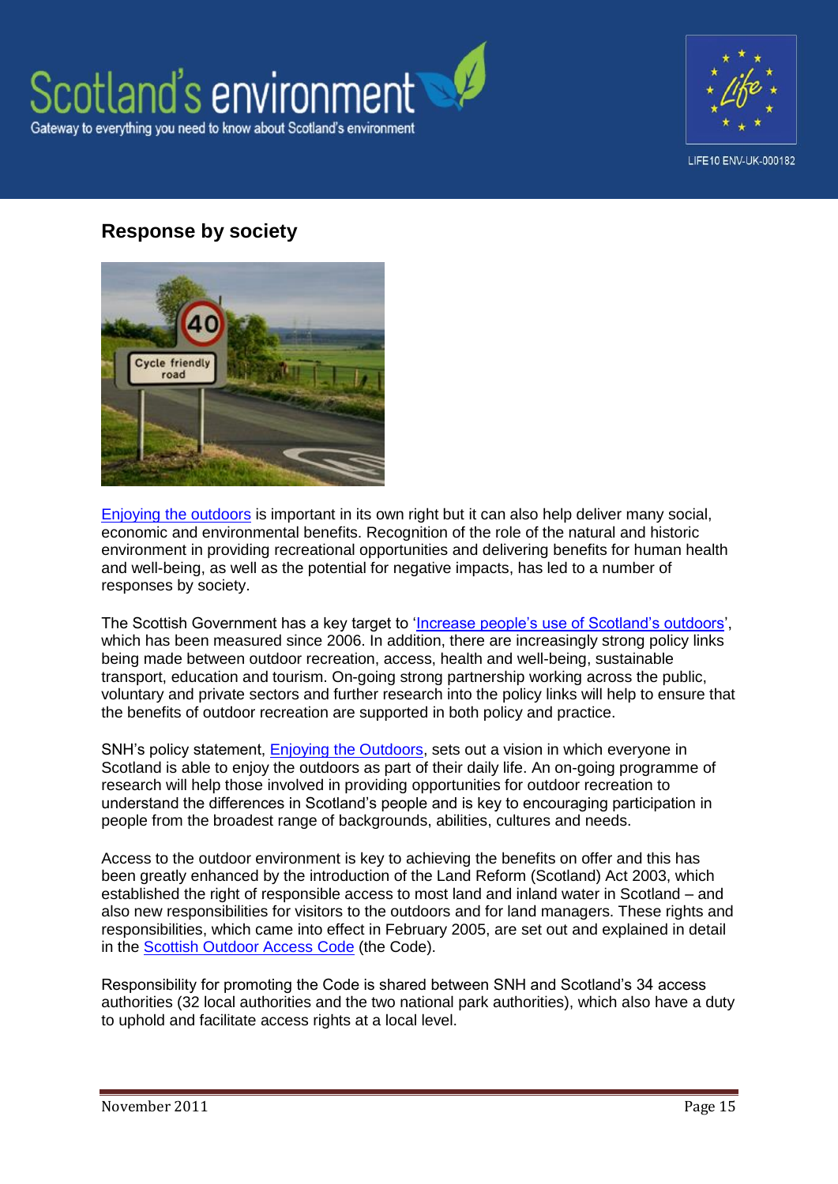## Response by society

Enjoying the outdoors is important in its own right but it can also help deliver many social, economic and environmental benefits. Recognition of the role of the natural and historic environment in providing recreational opportunities and delivering benefits for human health and well-being, as well as the potential for negative impacts, has led to a number of responses by society.

The Scottish Government has a key target to 'Increase people's use of Scotland's outdoors', which has been measured since 2006. In addition, there are increasingly strong policy links being made between outdoor recreation, access, health and well-being, sustainable transport, education and tourism. On-going strong partnership working across the public, voluntary and private sectors and further research into the policy links will help to ensure that the benefits of outdoor recreation are supported in both policy and practice.

SNH's policy statement, Enjoying the Outdoors, sets out a vision in which everyone in Scotland is able to enjoy the outdoors as part of their daily life. An on-going programme of research will help those involved in providing opportunities for outdoor recreation to understand the differences in Scotland's people and is key to encouraging participation in people from the broadest range of backgrounds, abilities, cultures and needs.

Access to the outdoor environment is key to achieving the benefits on offer and this has been greatly enhanced by the introduction of the Land Reform (Scotland) Act 2003, which established the right of responsible access to most land and inland water in Scotland – and also new responsibilities for visitors to the outdoors and for land managers. These rights and responsibilities, which came into effect in February 2005, are set out and explained in detail in the Scottish Outdoor Access Code (the Code).

Responsibility for promoting the Code is shared between SNH and Scotland's 34 access authorities (32 local authorities and the two national park authorities), which also have a duty to uphold and facilitate access rights at a local level.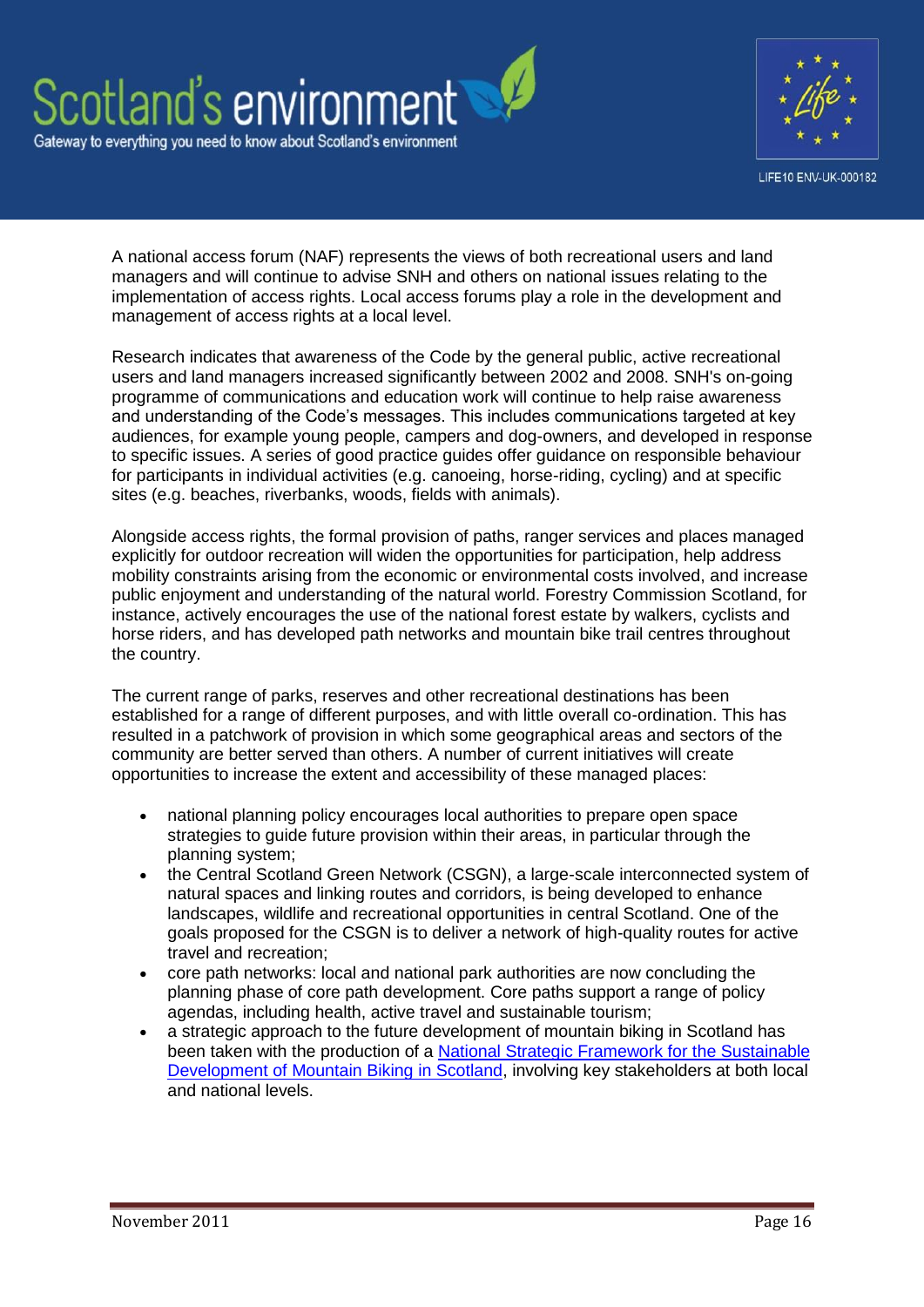A national access forum (NAF) represents the views of both recreational users and land managers and will continue to advise SNH and others on national issues relating to the implementation of access rights. Local access forums play a role in the development and management of access rights at a local level.

Research indicates that awareness of the Code by the general public, active recreational users and land managers increased significantly between 2002 and 2008. SNH's on-going programme of communications and education work will continue to help raise awareness and understanding of the Code's messages. This includes communications targeted at key audiences, for example young people, campers and dog-owners, and developed in response to specific issues. A series of good practice guides offer guidance on responsible behaviour for participants in individual activities (e.g. canoeing, horse-riding, cycling) and at specific sites (e.g. beaches, riverbanks, woods, fields with animals).

Alongside access rights, the formal provision of paths, ranger services and places managed explicitly for outdoor recreation will widen the opportunities for participation, help address mobility constraints arising from the economic or environmental costs involved, and increase public enjoyment and understanding of the natural world. Forestry Commission Scotland, for instance, actively encourages the use of the national forest estate by walkers, cyclists and horse riders, and has developed path networks and mountain bike trail centres throughout the country.

The current range of parks, reserves and other recreational destinations has been established for a range of different purposes, and with little overall co-ordination. This has resulted in a patchwork of provision in which some geographical areas and sectors of the community are better served than others. A number of current initiatives will create opportunities to increase the extent and accessibility of these managed places:

- national planning policy encourages local authorities to prepare open space strategies to guide future provision within their areas, in particular through the planning system;
- the Central Scotland Green Network (CSGN), a large-scale interconnected system of natural spaces and linking routes and corridors, is being developed to enhance landscapes, wildlife and recreational opportunities in central Scotland. One of the goals proposed for the CSGN is to deliver a network of high-quality routes for active travel and recreation;
- core path networks: local and national park authorities are now concluding the planning phase of core path development. Core paths support a range of policy agendas, including health, active travel and sustainable tourism;
- a strategic approach to the future development of mountain biking in Scotland has been taken with the production of a National Strategic Framework for the Sustainable Development of Mountain Biking in Scotland, involving key stakeholders at both local and national levels.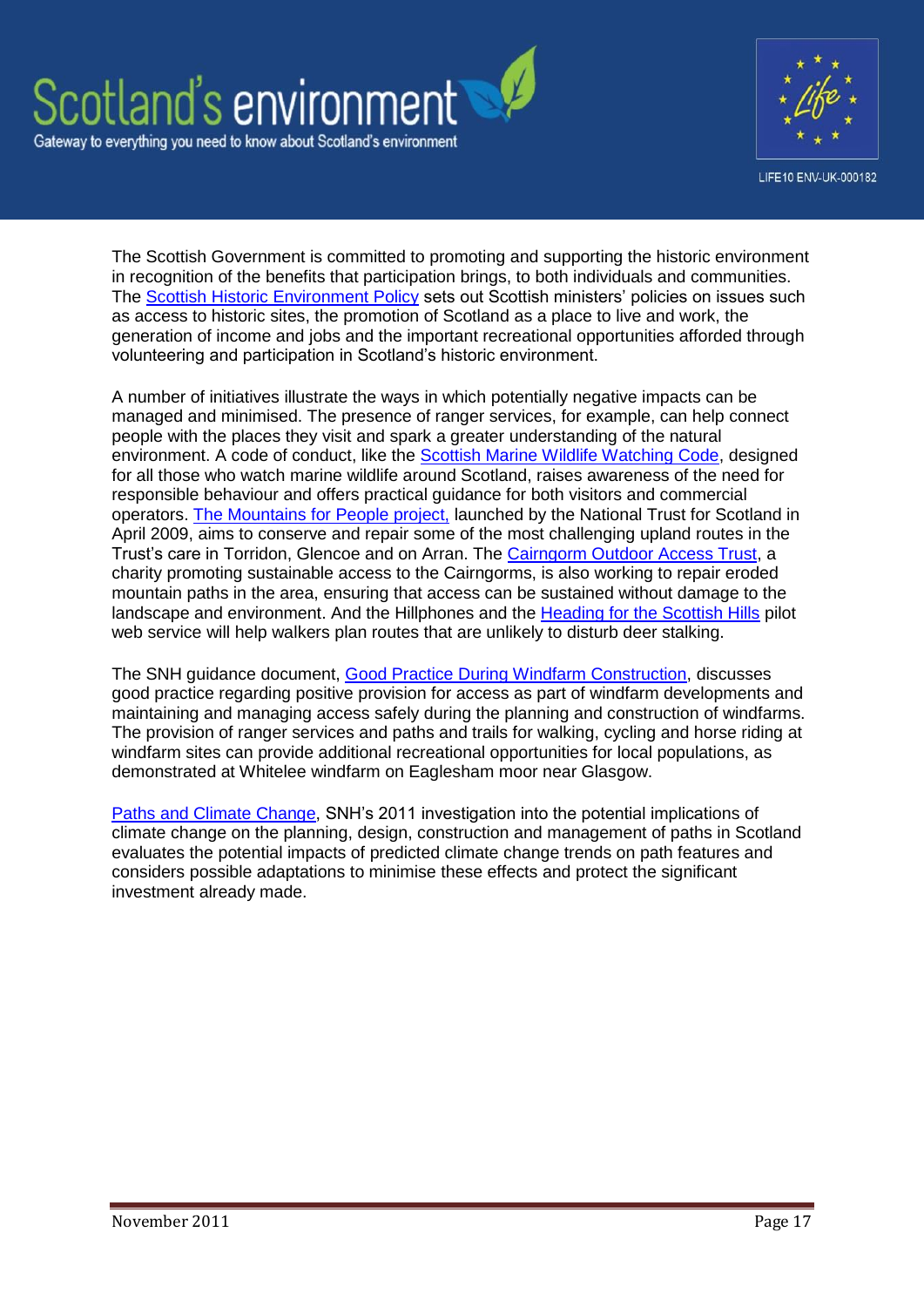The Scottish Government is committed to promoting and supporting the historic environment in recognition of the benefits that participation brings, to both individuals and communities. The Scottish Historic Environment Policy sets out Scottish ministers' policies on issues such as access to historic sites, the promotion of Scotland as a place to live and work, the generation of income and jobs and the important recreational opportunities afforded through volunteering and participation in Scotland's historic environment.

A number of initiatives illustrate the ways in which potentially negative impacts can be managed and minimised. The presence of ranger services, for example, can help connect people with the places they visit and spark a greater understanding of the natural environment. A code of conduct, like the Scottish Marine Wildlife Watching Code, designed for all those who watch marine wildlife around Scotland, raises awareness of the need for responsible behaviour and offers practical guidance for both visitors and commercial operators. The Mountains for People project, launched by the National Trust for Scotland in April 2009, aims to conserve and repair some of the most challenging upland routes in the Trust's care in Torridon, Glencoe and on Arran. The Cairngorm Outdoor Access Trust, a charity promoting sustainable access to the Cairngorms, is also working to repair eroded mountain paths in the area, ensuring that access can be sustained without damage to the landscape and environment. And the Hillphones and the Heading for the Scottish Hills pilot web service will help walkers plan routes that are unlikely to disturb deer stalking.

The SNH guidance document, Good Practice During Windfarm Construction, discusses good practice regarding positive provision for access as part of windfarm developments and maintaining and managing access safely during the planning and construction of windfarms. The provision of ranger services and paths and trails for walking, cycling and horse riding at windfarm sites can provide additional recreational opportunities for local populations, as demonstrated at Whitelee windfarm on Eaglesham moor near Glasgow.

Paths and Climate Change, SNH's 2011 investigation into the potential implications of climate change on the planning, design, construction and management of paths in Scotland evaluates the potential impacts of predicted climate change trends on path features and considers possible adaptations to minimise these effects and protect the significant investment already made.